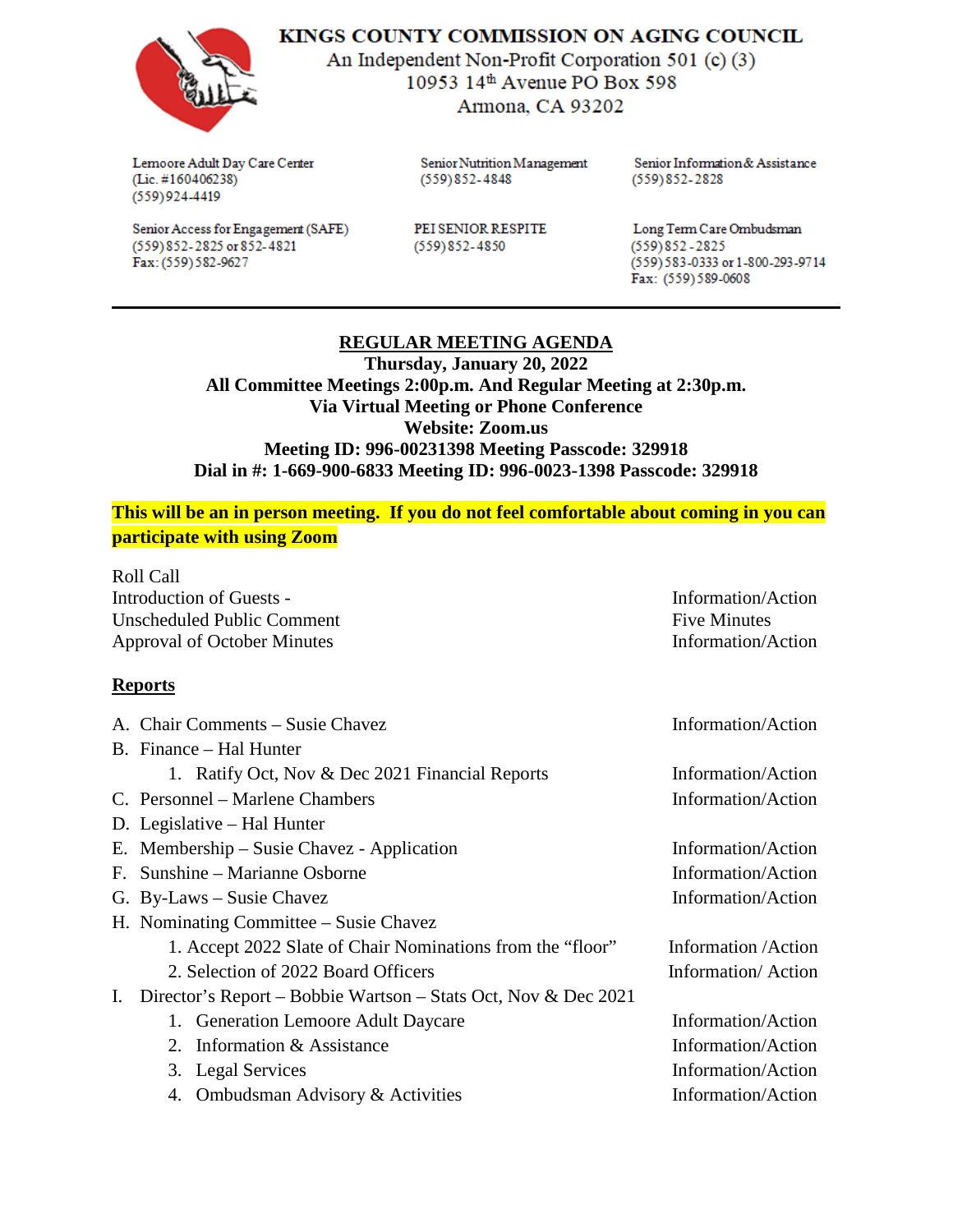# KINGS COUNTY COMMISSION ON AGING COUNCIL

An Independent Non-Profit Corporation 501 (c) (3)
10953 14th Avenue PO Box 598
Armona, CA 93202

Lemoore Adult Day Care Center
(Lic. #160406238)
(559) 924-4419

Senior Nutrition Management
(559) 852-4848

Senior Information & Assistance
(559) 852-2828

Senior Access for Engagement (SAFE)
(559) 852-2825 or 852-4821
Fax: (559) 582-9627

PEI SENIOR RESPITE
(559) 852-4850

Long Term Care Ombudsman
(559) 852-2825
(559) 583-0333 or 1-800-293-9714
Fax: (559) 589-0608

---

## REGULAR MEETING AGENDA

**Thursday, January 20, 2022**
**All Committee Meetings 2:00p.m. And Regular Meeting at 2:30p.m.**
**Via Virtual Meeting or Phone Conference**
**Website: Zoom.us**
**Meeting ID: 996-00231398 Meeting Passcode: 329918**
**Dial in #: 1-669-900-6833 Meeting ID: 996-0023-1398 Passcode: 329918**

**This will be an in person meeting. If you do not feel comfortable about coming in you can participate with using Zoom**

| | |
|---|---|
| Roll Call | |
| Introduction of Guests - | Information/Action |
| Unscheduled Public Comment | Five Minutes |
| Approval of October Minutes | Information/Action |

**Reports**

| | |
|---|---|
| A. Chair Comments – Susie Chavez | Information/Action |
| B. Finance – Hal Hunter | |
| &nbsp;&nbsp;&nbsp;&nbsp;1. Ratify Oct, Nov & Dec 2021 Financial Reports | Information/Action |
| C. Personnel – Marlene Chambers | Information/Action |
| D. Legislative – Hal Hunter | |
| E. Membership – Susie Chavez - Application | Information/Action |
| F. Sunshine – Marianne Osborne | Information/Action |
| G. By-Laws – Susie Chavez | Information/Action |
| H. Nominating Committee – Susie Chavez | |
| &nbsp;&nbsp;&nbsp;&nbsp;1. Accept 2022 Slate of Chair Nominations from the "floor" | Information /Action |
| &nbsp;&nbsp;&nbsp;&nbsp;2. Selection of 2022 Board Officers | Information/ Action |
| I. Director's Report – Bobbie Wartson – Stats Oct, Nov & Dec 2021 | |
| &nbsp;&nbsp;&nbsp;&nbsp;1. Generation Lemoore Adult Daycare | Information/Action |
| &nbsp;&nbsp;&nbsp;&nbsp;2. Information & Assistance | Information/Action |
| &nbsp;&nbsp;&nbsp;&nbsp;3. Legal Services | Information/Action |
| &nbsp;&nbsp;&nbsp;&nbsp;4. Ombudsman Advisory & Activities | Information/Action |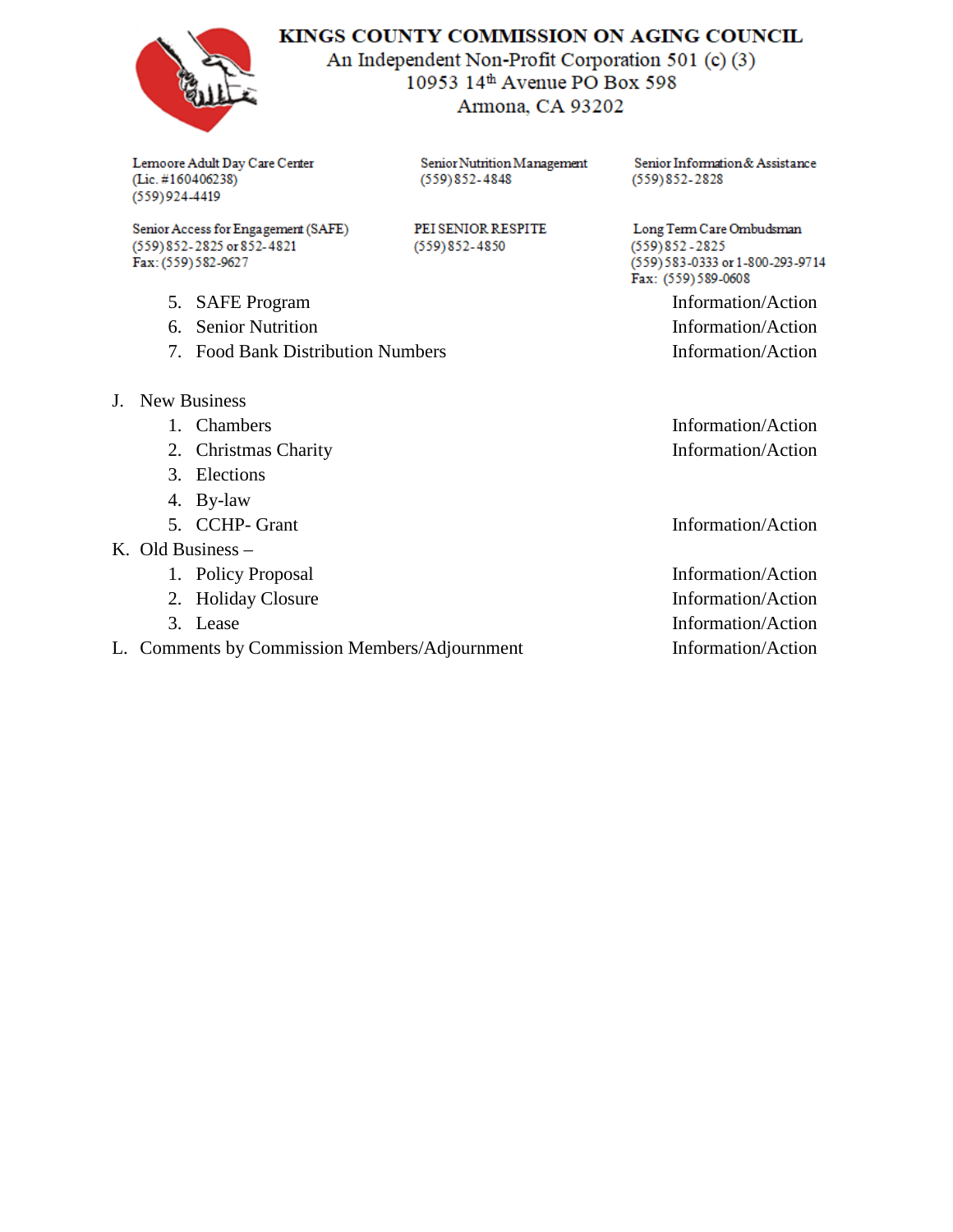# KINGS COUNTY COMMISSION ON AGING COUNCIL

An Independent Non-Profit Corporation 501 (c) (3)
10953 14th Avenue PO Box 598
Armona, CA 93202

Lemoore Adult Day Care Center
(Lic. #160406238)
(559) 924-4419

Senior Nutrition Management
(559) 852-4848

Senior Information & Assistance
(559) 852-2828

Senior Access for Engagement (SAFE)
(559) 852-2825 or 852-4821
Fax: (559) 582-9627

PEI SENIOR RESPITE
(559) 852-4850

Long Term Care Ombudsman
(559) 852-2825
(559) 583-0333 or 1-800-293-9714
Fax: (559) 589-0608

| | |
|---|---|
| 5. SAFE Program | Information/Action |
| 6. Senior Nutrition | Information/Action |
| 7. Food Bank Distribution Numbers | Information/Action |
| J. New Business | |
| 1. Chambers | Information/Action |
| 2. Christmas Charity | Information/Action |
| 3. Elections | |
| 4. By-law | |
| 5. CCHP- Grant | Information/Action |
| K. Old Business – | |
| 1. Policy Proposal | Information/Action |
| 2. Holiday Closure | Information/Action |
| 3. Lease | Information/Action |
| L. Comments by Commission Members/Adjournment | Information/Action |